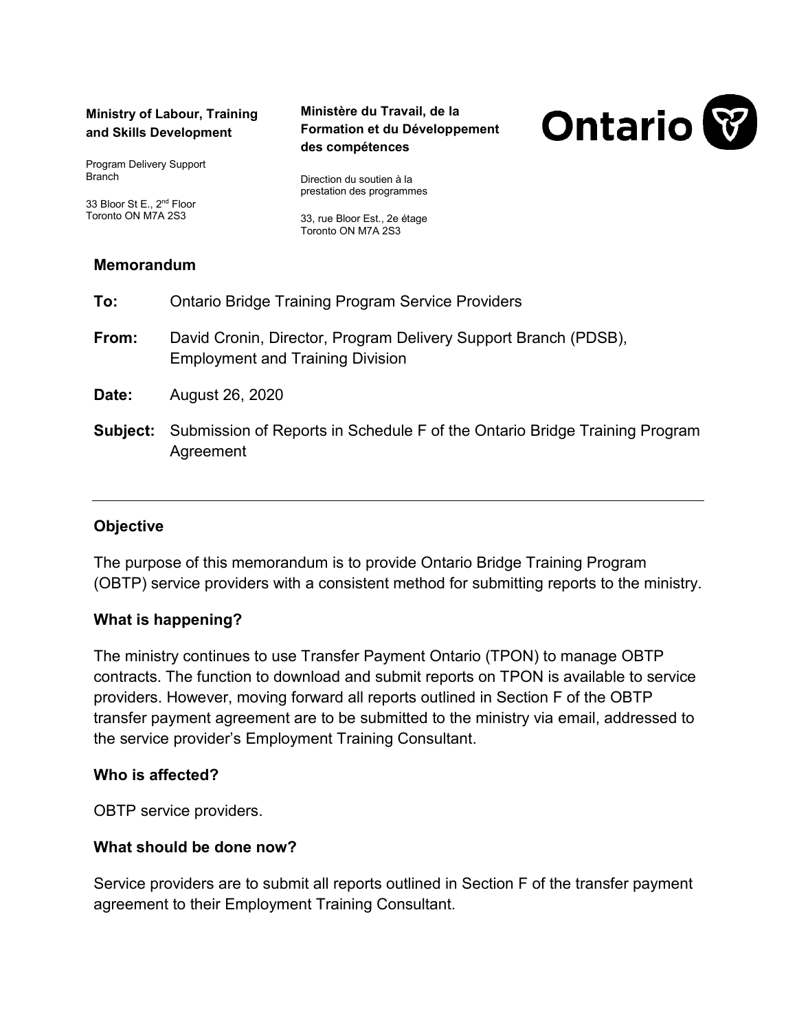**Ministry of Labour, Training and Skills Development**

Program Delivery Support Branch

33 Bloor St E., 2nd Floor
Toronto ON M7A 2S3

**Ministère du Travail, de la Formation et du Développement des compétences**

Direction du soutien à la prestation des programmes

33, rue Bloor Est., 2e étage
Toronto ON M7A 2S3

**Ontario**

## Memorandum

**To:** Ontario Bridge Training Program Service Providers

**From:** David Cronin, Director, Program Delivery Support Branch (PDSB), Employment and Training Division

**Date:** August 26, 2020

**Subject:** Submission of Reports in Schedule F of the Ontario Bridge Training Program Agreement

---

### Objective

The purpose of this memorandum is to provide Ontario Bridge Training Program (OBTP) service providers with a consistent method for submitting reports to the ministry.

### What is happening?

The ministry continues to use Transfer Payment Ontario (TPON) to manage OBTP contracts. The function to download and submit reports on TPON is available to service providers. However, moving forward all reports outlined in Section F of the OBTP transfer payment agreement are to be submitted to the ministry via email, addressed to the service provider's Employment Training Consultant.

### Who is affected?

OBTP service providers.

### What should be done now?

Service providers are to submit all reports outlined in Section F of the transfer payment agreement to their Employment Training Consultant.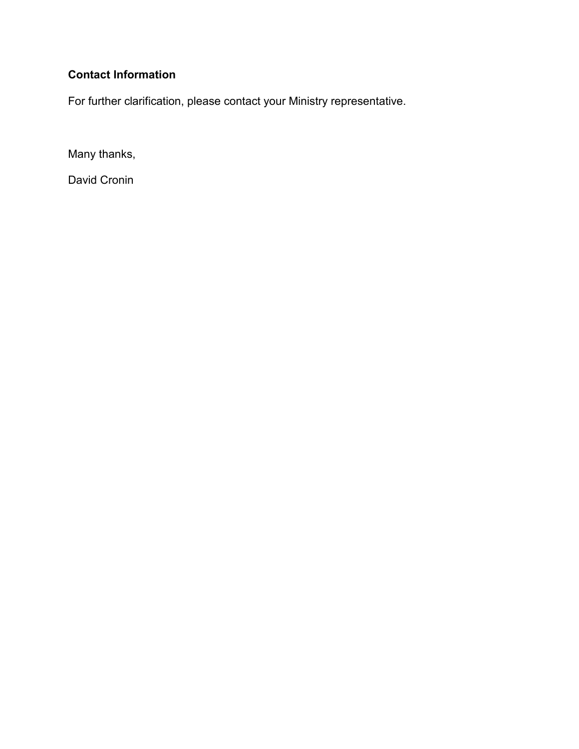**Contact Information**

For further clarification, please contact your Ministry representative.

Many thanks,

David Cronin